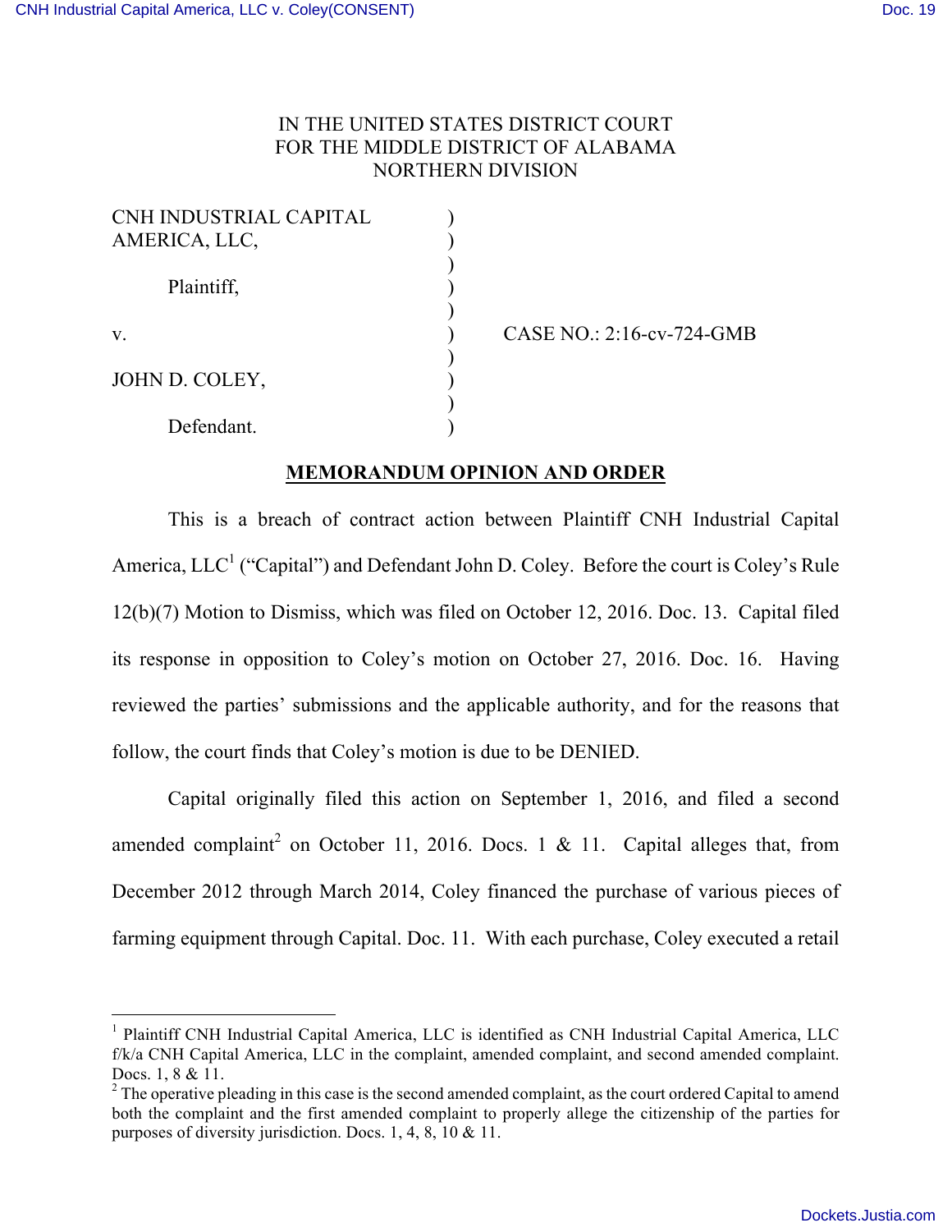IN THE UNITED STATES DISTRICT COURT
FOR THE MIDDLE DISTRICT OF ALABAMA
NORTHERN DIVISION

| | | |
|---|---|---|
| CNH INDUSTRIAL CAPITAL AMERICA, LLC, | ) | |
| Plaintiff, | ) | |
| v. | ) | CASE NO.: 2:16-cv-724-GMB |
| JOHN D. COLEY, | ) | |
| Defendant. | ) | |

## MEMORANDUM OPINION AND ORDER

This is a breach of contract action between Plaintiff CNH Industrial Capital America, LLC[1] ("Capital") and Defendant John D. Coley. Before the court is Coley's Rule 12(b)(7) Motion to Dismiss, which was filed on October 12, 2016. Doc. 13. Capital filed its response in opposition to Coley's motion on October 27, 2016. Doc. 16. Having reviewed the parties' submissions and the applicable authority, and for the reasons that follow, the court finds that Coley's motion is due to be DENIED.

Capital originally filed this action on September 1, 2016, and filed a second amended complaint[2] on October 11, 2016. Docs. 1 & 11. Capital alleges that, from December 2012 through March 2014, Coley financed the purchase of various pieces of farming equipment through Capital. Doc. 11. With each purchase, Coley executed a retail

---

[1] Plaintiff CNH Industrial Capital America, LLC is identified as CNH Industrial Capital America, LLC f/k/a CNH Capital America, LLC in the complaint, amended complaint, and second amended complaint. Docs. 1, 8 & 11.

[2] The operative pleading in this case is the second amended complaint, as the court ordered Capital to amend both the complaint and the first amended complaint to properly allege the citizenship of the parties for purposes of diversity jurisdiction. Docs. 1, 4, 8, 10 & 11.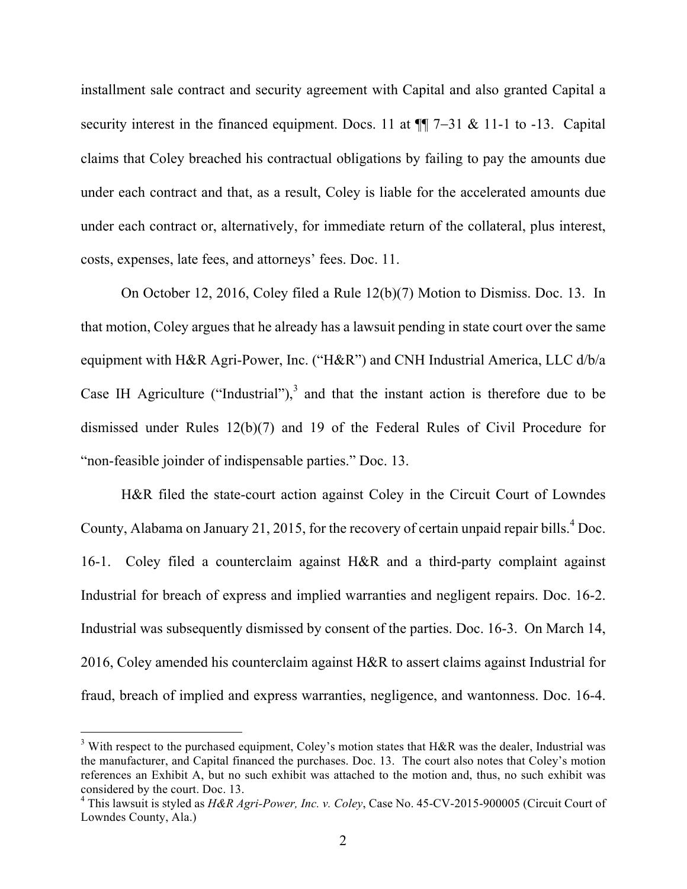installment sale contract and security agreement with Capital and also granted Capital a security interest in the financed equipment. Docs. 11 at ¶¶ 7–31 & 11-1 to -13. Capital claims that Coley breached his contractual obligations by failing to pay the amounts due under each contract and that, as a result, Coley is liable for the accelerated amounts due under each contract or, alternatively, for immediate return of the collateral, plus interest, costs, expenses, late fees, and attorneys' fees. Doc. 11.

On October 12, 2016, Coley filed a Rule 12(b)(7) Motion to Dismiss. Doc. 13. In that motion, Coley argues that he already has a lawsuit pending in state court over the same equipment with H&R Agri-Power, Inc. ("H&R") and CNH Industrial America, LLC d/b/a Case IH Agriculture ("Industrial"),[3] and that the instant action is therefore due to be dismissed under Rules 12(b)(7) and 19 of the Federal Rules of Civil Procedure for "non-feasible joinder of indispensable parties." Doc. 13.

H&R filed the state-court action against Coley in the Circuit Court of Lowndes County, Alabama on January 21, 2015, for the recovery of certain unpaid repair bills.[4] Doc. 16-1. Coley filed a counterclaim against H&R and a third-party complaint against Industrial for breach of express and implied warranties and negligent repairs. Doc. 16-2. Industrial was subsequently dismissed by consent of the parties. Doc. 16-3. On March 14, 2016, Coley amended his counterclaim against H&R to assert claims against Industrial for fraud, breach of implied and express warranties, negligence, and wantonness. Doc. 16-4.

---

[3] With respect to the purchased equipment, Coley's motion states that H&R was the dealer, Industrial was the manufacturer, and Capital financed the purchases. Doc. 13. The court also notes that Coley's motion references an Exhibit A, but no such exhibit was attached to the motion and, thus, no such exhibit was considered by the court. Doc. 13.

[4] This lawsuit is styled as *H&R Agri-Power, Inc. v. Coley*, Case No. 45-CV-2015-900005 (Circuit Court of Lowndes County, Ala.)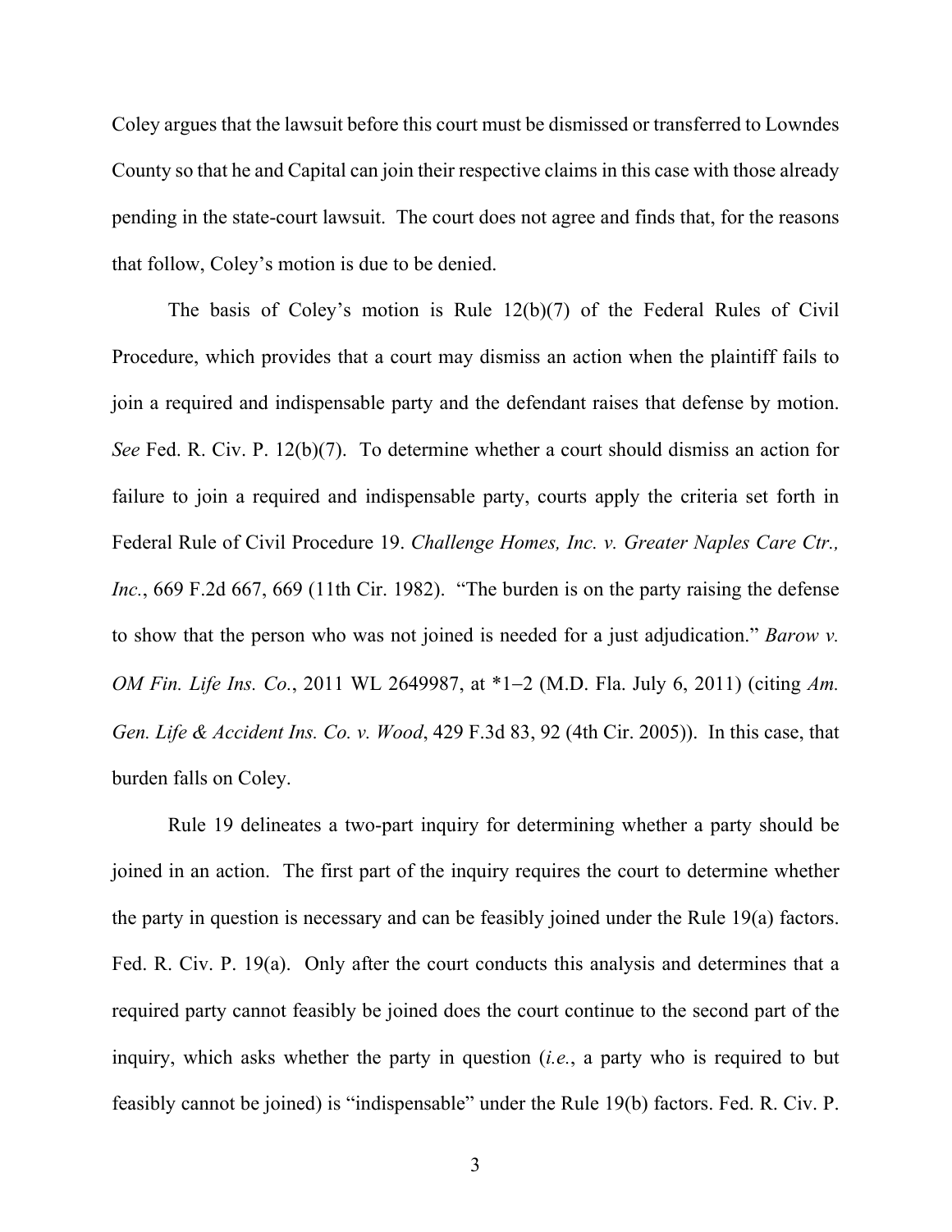Coley argues that the lawsuit before this court must be dismissed or transferred to Lowndes County so that he and Capital can join their respective claims in this case with those already pending in the state-court lawsuit. The court does not agree and finds that, for the reasons that follow, Coley's motion is due to be denied.

The basis of Coley's motion is Rule 12(b)(7) of the Federal Rules of Civil Procedure, which provides that a court may dismiss an action when the plaintiff fails to join a required and indispensable party and the defendant raises that defense by motion. *See* Fed. R. Civ. P. 12(b)(7). To determine whether a court should dismiss an action for failure to join a required and indispensable party, courts apply the criteria set forth in Federal Rule of Civil Procedure 19. *Challenge Homes, Inc. v. Greater Naples Care Ctr., Inc.*, 669 F.2d 667, 669 (11th Cir. 1982). "The burden is on the party raising the defense to show that the person who was not joined is needed for a just adjudication." *Barow v. OM Fin. Life Ins. Co.*, 2011 WL 2649987, at *1–2 (M.D. Fla. July 6, 2011) (citing *Am. Gen. Life & Accident Ins. Co. v. Wood*, 429 F.3d 83, 92 (4th Cir. 2005)). In this case, that burden falls on Coley.

Rule 19 delineates a two-part inquiry for determining whether a party should be joined in an action. The first part of the inquiry requires the court to determine whether the party in question is necessary and can be feasibly joined under the Rule 19(a) factors. Fed. R. Civ. P. 19(a). Only after the court conducts this analysis and determines that a required party cannot feasibly be joined does the court continue to the second part of the inquiry, which asks whether the party in question (*i.e.*, a party who is required to but feasibly cannot be joined) is "indispensable" under the Rule 19(b) factors. Fed. R. Civ. P.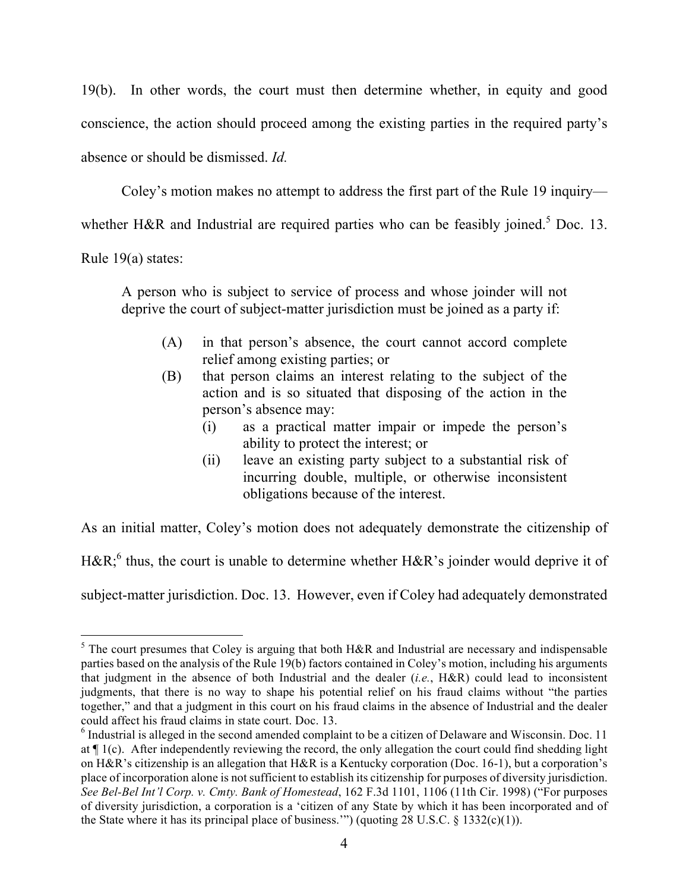19(b). In other words, the court must then determine whether, in equity and good conscience, the action should proceed among the existing parties in the required party's absence or should be dismissed. *Id.*

Coley's motion makes no attempt to address the first part of the Rule 19 inquiry—whether H&R and Industrial are required parties who can be feasibly joined.[5] Doc. 13. Rule 19(a) states:

> A person who is subject to service of process and whose joinder will not deprive the court of subject-matter jurisdiction must be joined as a party if:
>
> (A) in that person's absence, the court cannot accord complete relief among existing parties; or
>
> (B) that person claims an interest relating to the subject of the action and is so situated that disposing of the action in the person's absence may:
>
> (i) as a practical matter impair or impede the person's ability to protect the interest; or
>
> (ii) leave an existing party subject to a substantial risk of incurring double, multiple, or otherwise inconsistent obligations because of the interest.

As an initial matter, Coley's motion does not adequately demonstrate the citizenship of H&R;[6] thus, the court is unable to determine whether H&R's joinder would deprive it of subject-matter jurisdiction. Doc. 13. However, even if Coley had adequately demonstrated

---

[5] The court presumes that Coley is arguing that both H&R and Industrial are necessary and indispensable parties based on the analysis of the Rule 19(b) factors contained in Coley's motion, including his arguments that judgment in the absence of both Industrial and the dealer (*i.e.*, H&R) could lead to inconsistent judgments, that there is no way to shape his potential relief on his fraud claims without "the parties together," and that a judgment in this court on his fraud claims in the absence of Industrial and the dealer could affect his fraud claims in state court. Doc. 13.

[6] Industrial is alleged in the second amended complaint to be a citizen of Delaware and Wisconsin. Doc. 11 at ¶ 1(c). After independently reviewing the record, the only allegation the court could find shedding light on H&R's citizenship is an allegation that H&R is a Kentucky corporation (Doc. 16-1), but a corporation's place of incorporation alone is not sufficient to establish its citizenship for purposes of diversity jurisdiction. *See Bel-Bel Int'l Corp. v. Cmty. Bank of Homestead*, 162 F.3d 1101, 1106 (11th Cir. 1998) ("For purposes of diversity jurisdiction, a corporation is a 'citizen of any State by which it has been incorporated and of the State where it has its principal place of business.'") (quoting 28 U.S.C. § 1332(c)(1)).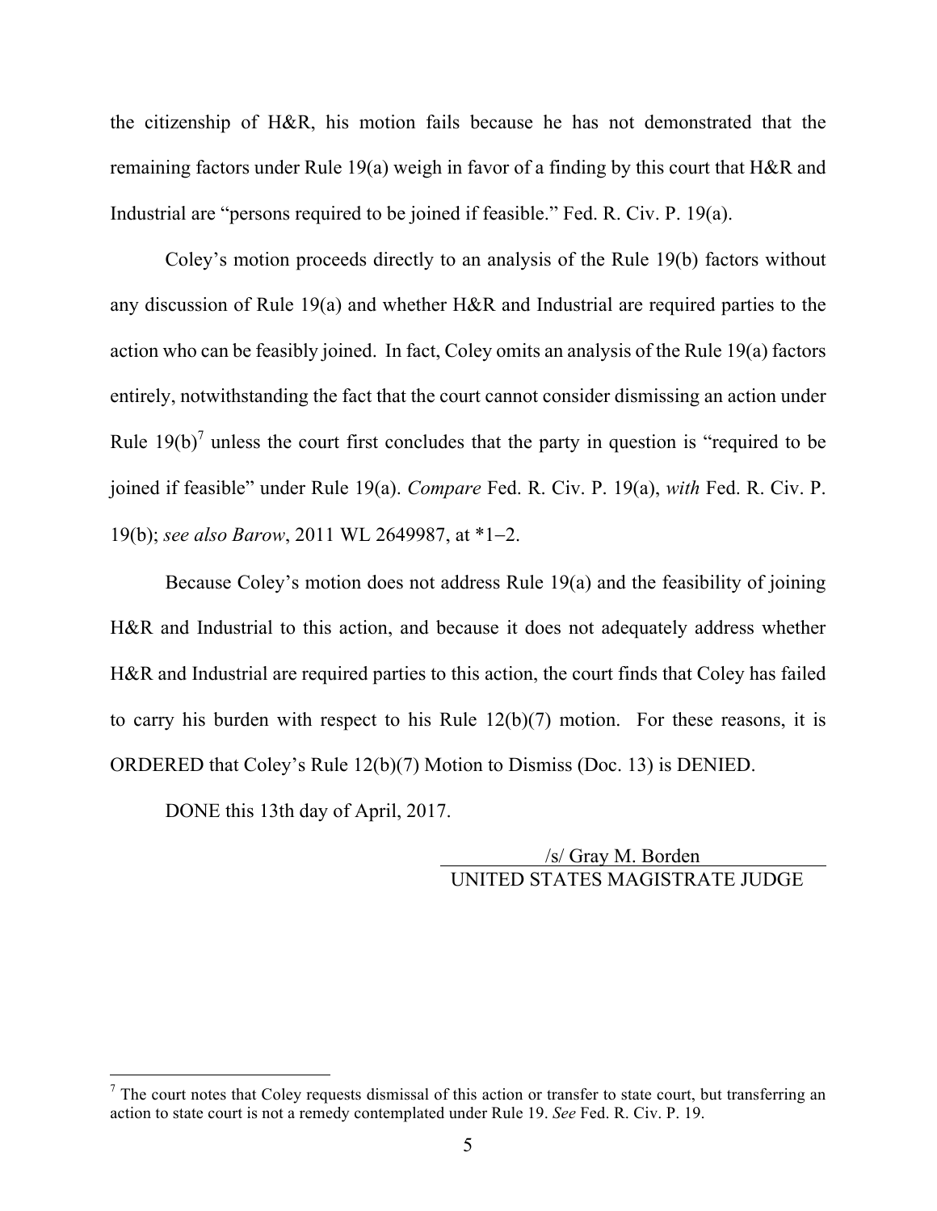the citizenship of H&R, his motion fails because he has not demonstrated that the remaining factors under Rule 19(a) weigh in favor of a finding by this court that H&R and Industrial are "persons required to be joined if feasible." Fed. R. Civ. P. 19(a).

Coley's motion proceeds directly to an analysis of the Rule 19(b) factors without any discussion of Rule 19(a) and whether H&R and Industrial are required parties to the action who can be feasibly joined. In fact, Coley omits an analysis of the Rule 19(a) factors entirely, notwithstanding the fact that the court cannot consider dismissing an action under Rule 19(b)[7] unless the court first concludes that the party in question is "required to be joined if feasible" under Rule 19(a). *Compare* Fed. R. Civ. P. 19(a), *with* Fed. R. Civ. P. 19(b); *see also Barow*, 2011 WL 2649987, at *1–2.

Because Coley's motion does not address Rule 19(a) and the feasibility of joining H&R and Industrial to this action, and because it does not adequately address whether H&R and Industrial are required parties to this action, the court finds that Coley has failed to carry his burden with respect to his Rule 12(b)(7) motion. For these reasons, it is ORDERED that Coley's Rule 12(b)(7) Motion to Dismiss (Doc. 13) is DENIED.

DONE this 13th day of April, 2017.

/s/ Gray M. Borden
UNITED STATES MAGISTRATE JUDGE

[7] The court notes that Coley requests dismissal of this action or transfer to state court, but transferring an action to state court is not a remedy contemplated under Rule 19. *See* Fed. R. Civ. P. 19.